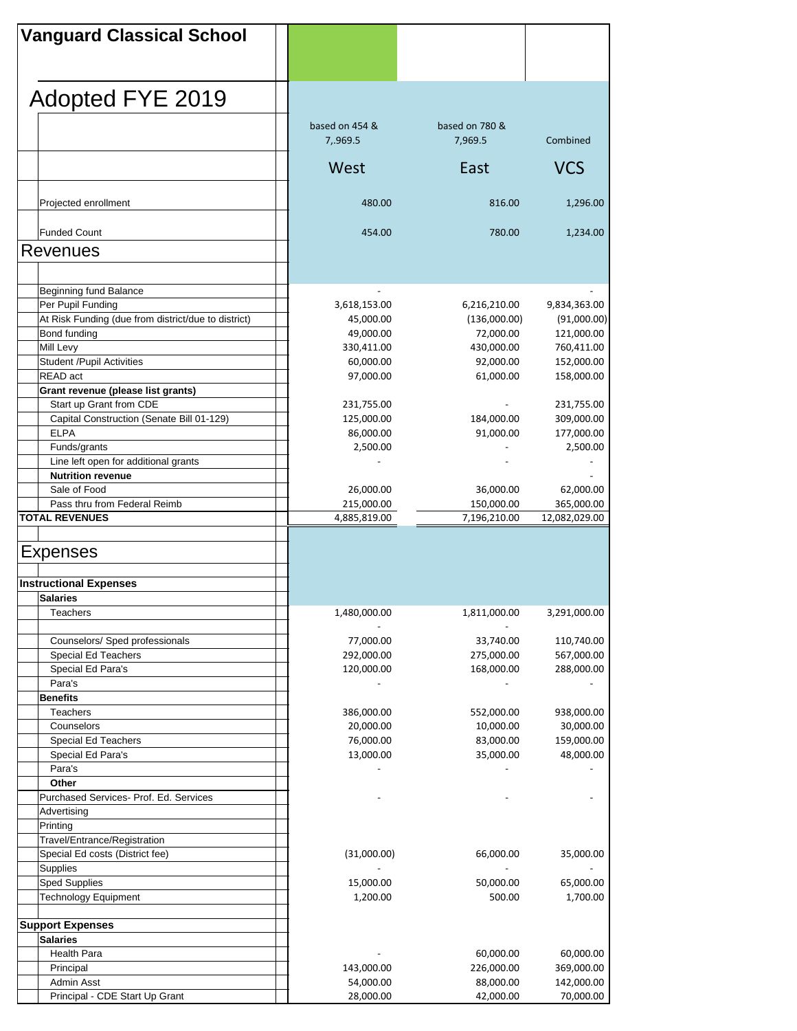# Vanguard Classical School

## Adopted FYE 2019

| | based on 454 & 7,.969.5 | based on 780 & 7,969.5 | Combined |
|---|---|---|---|
| | West | East | VCS |
| Projected enrollment | 480.00 | 816.00 | 1,296.00 |
| Funded Count | 454.00 | 780.00 | 1,234.00 |
| **Revenues** | | | |
| Beginning fund Balance | - | | - |
| Per Pupil Funding | 3,618,153.00 | 6,216,210.00 | 9,834,363.00 |
| At Risk Funding (due from district/due to district) | 45,000.00 | (136,000.00) | (91,000.00) |
| Bond funding | 49,000.00 | 72,000.00 | 121,000.00 |
| Mill Levy | 330,411.00 | 430,000.00 | 760,411.00 |
| Student /Pupil Activities | 60,000.00 | 92,000.00 | 152,000.00 |
| READ act | 97,000.00 | 61,000.00 | 158,000.00 |
| **Grant revenue (please list grants)** | | | |
| Start up Grant from CDE | 231,755.00 | - | 231,755.00 |
| Capital Construction (Senate Bill 01-129) | 125,000.00 | 184,000.00 | 309,000.00 |
| ELPA | 86,000.00 | 91,000.00 | 177,000.00 |
| Funds/grants | 2,500.00 | - | 2,500.00 |
| Line left open for additional grants | - | - | - |
| **Nutrition revenue** | | | - |
| Sale of Food | 26,000.00 | 36,000.00 | 62,000.00 |
| Pass thru from Federal Reimb | 215,000.00 | 150,000.00 | 365,000.00 |
| **TOTAL REVENUES** | 4,885,819.00 | 7,196,210.00 | 12,082,029.00 |
| **Expenses** | | | |
| **Instructional Expenses** | | | |
| **Salaries** | | | |
| Teachers | 1,480,000.00 | 1,811,000.00 | 3,291,000.00 |
| | - | - | |
| Counselors/ Sped professionals | 77,000.00 | 33,740.00 | 110,740.00 |
| Special Ed Teachers | 292,000.00 | 275,000.00 | 567,000.00 |
| Special Ed Para's | 120,000.00 | 168,000.00 | 288,000.00 |
| Para's | - | - | - |
| **Benefits** | | | |
| Teachers | 386,000.00 | 552,000.00 | 938,000.00 |
| Counselors | 20,000.00 | 10,000.00 | 30,000.00 |
| Special Ed Teachers | 76,000.00 | 83,000.00 | 159,000.00 |
| Special Ed Para's | 13,000.00 | 35,000.00 | 48,000.00 |
| Para's | - | - | - |
| **Other** | | | |
| Purchased Services- Prof. Ed. Services | - | - | - |
| Advertising | | | |
| Printing | | | |
| Travel/Entrance/Registration | | | |
| Special Ed costs (District fee) | (31,000.00) | 66,000.00 | 35,000.00 |
| Supplies | - | - | - |
| Sped Supplies | 15,000.00 | 50,000.00 | 65,000.00 |
| Technology Equipment | 1,200.00 | 500.00 | 1,700.00 |
| **Support Expenses** | | | |
| **Salaries** | | | |
| Health Para | - | 60,000.00 | 60,000.00 |
| Principal | 143,000.00 | 226,000.00 | 369,000.00 |
| Admin Asst | 54,000.00 | 88,000.00 | 142,000.00 |
| Principal - CDE Start Up Grant | 28,000.00 | 42,000.00 | 70,000.00 |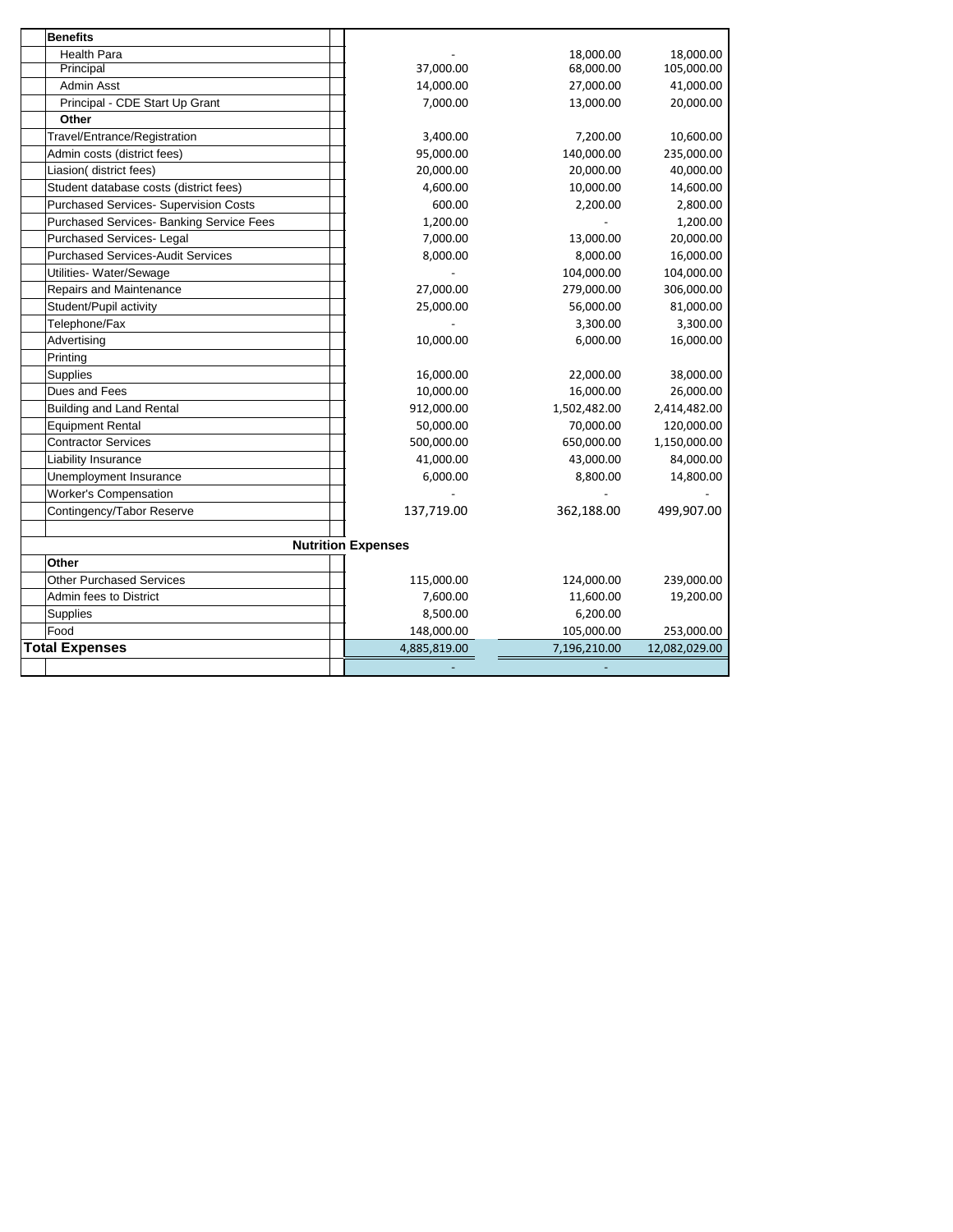| | | | |
|---|---|---|---|
| **Benefits** | | | |
| Health Para | - | 18,000.00 | 18,000.00 |
| Principal | 37,000.00 | 68,000.00 | 105,000.00 |
| Admin Asst | 14,000.00 | 27,000.00 | 41,000.00 |
| Principal - CDE Start Up Grant | 7,000.00 | 13,000.00 | 20,000.00 |
| **Other** | | | |
| Travel/Entrance/Registration | 3,400.00 | 7,200.00 | 10,600.00 |
| Admin costs (district fees) | 95,000.00 | 140,000.00 | 235,000.00 |
| Liasion( district fees) | 20,000.00 | 20,000.00 | 40,000.00 |
| Student database costs (district fees) | 4,600.00 | 10,000.00 | 14,600.00 |
| Purchased Services- Supervision Costs | 600.00 | 2,200.00 | 2,800.00 |
| Purchased Services- Banking Service Fees | 1,200.00 | - | 1,200.00 |
| Purchased Services- Legal | 7,000.00 | 13,000.00 | 20,000.00 |
| Purchased Services-Audit Services | 8,000.00 | 8,000.00 | 16,000.00 |
| Utilities- Water/Sewage | - | 104,000.00 | 104,000.00 |
| Repairs and Maintenance | 27,000.00 | 279,000.00 | 306,000.00 |
| Student/Pupil activity | 25,000.00 | 56,000.00 | 81,000.00 |
| Telephone/Fax | - | 3,300.00 | 3,300.00 |
| Advertising | 10,000.00 | 6,000.00 | 16,000.00 |
| Printing | | | |
| Supplies | 16,000.00 | 22,000.00 | 38,000.00 |
| Dues and Fees | 10,000.00 | 16,000.00 | 26,000.00 |
| Building and Land Rental | 912,000.00 | 1,502,482.00 | 2,414,482.00 |
| Equipment Rental | 50,000.00 | 70,000.00 | 120,000.00 |
| Contractor Services | 500,000.00 | 650,000.00 | 1,150,000.00 |
| Liability Insurance | 41,000.00 | 43,000.00 | 84,000.00 |
| Unemployment Insurance | 6,000.00 | 8,800.00 | 14,800.00 |
| Worker's Compensation | - | - | - |
| Contingency/Tabor Reserve | 137,719.00 | 362,188.00 | 499,907.00 |
| | | | |
| **Nutrition Expenses** | | | |
| **Other** | | | |
| Other Purchased Services | 115,000.00 | 124,000.00 | 239,000.00 |
| Admin fees to District | 7,600.00 | 11,600.00 | 19,200.00 |
| Supplies | 8,500.00 | 6,200.00 | |
| Food | 148,000.00 | 105,000.00 | 253,000.00 |
| **Total Expenses** | 4,885,819.00 | 7,196,210.00 | 12,082,029.00 |
| | - | - | |